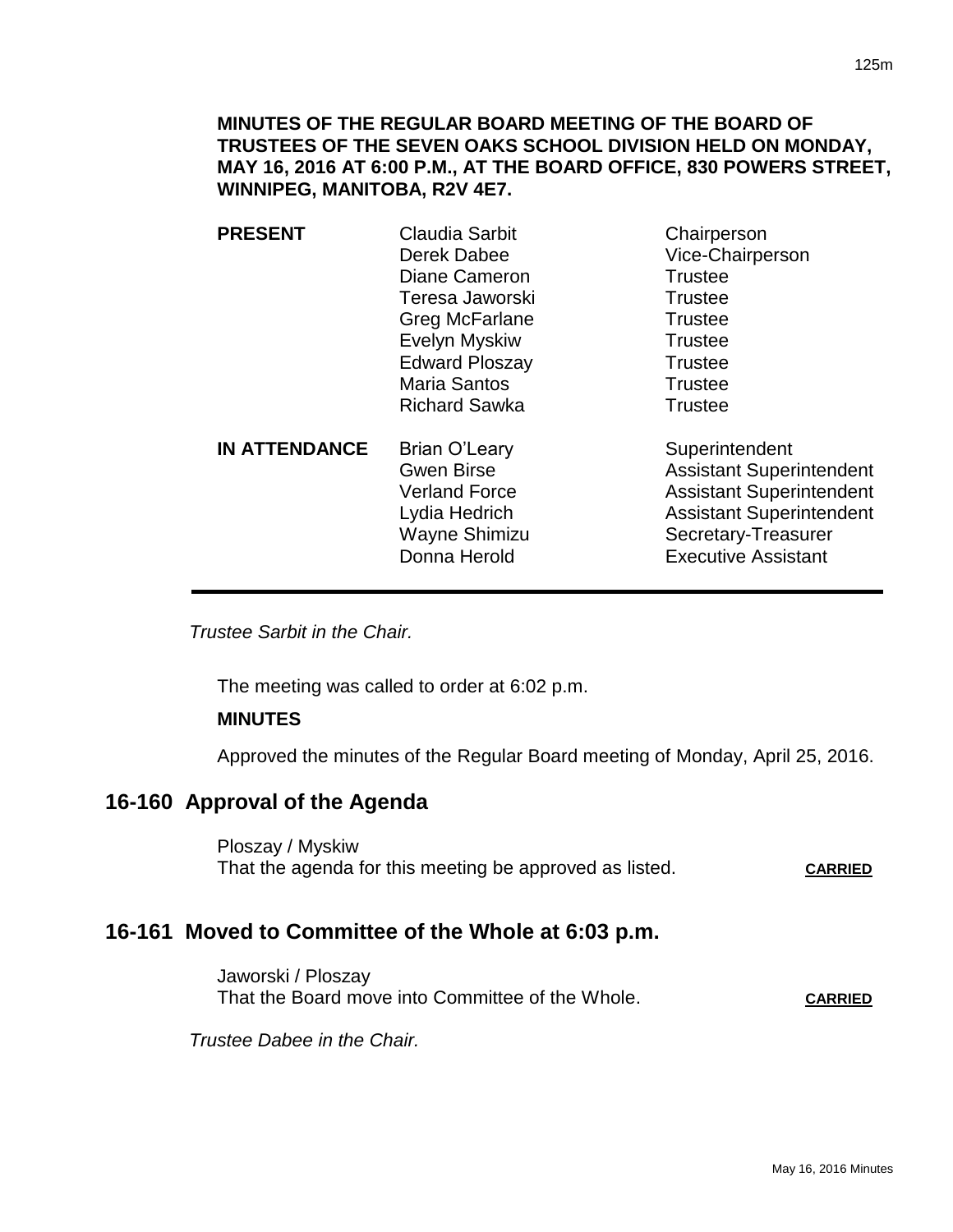**MINUTES OF THE REGULAR BOARD MEETING OF THE BOARD OF TRUSTEES OF THE SEVEN OAKS SCHOOL DIVISION HELD ON MONDAY, MAY 16, 2016 AT 6:00 P.M., AT THE BOARD OFFICE, 830 POWERS STREET, WINNIPEG, MANITOBA, R2V 4E7.**

| | | |
|---|---|---|
| **PRESENT** | Claudia Sarbit | Chairperson |
| | Derek Dabee | Vice-Chairperson |
| | Diane Cameron | Trustee |
| | Teresa Jaworski | Trustee |
| | Greg McFarlane | Trustee |
| | Evelyn Myskiw | Trustee |
| | Edward Ploszay | Trustee |
| | Maria Santos | Trustee |
| | Richard Sawka | Trustee |
| **IN ATTENDANCE** | Brian O'Leary | Superintendent |
| | Gwen Birse | Assistant Superintendent |
| | Verland Force | Assistant Superintendent |
| | Lydia Hedrich | Assistant Superintendent |
| | Wayne Shimizu | Secretary-Treasurer |
| | Donna Herold | Executive Assistant |

*Trustee Sarbit in the Chair.*

The meeting was called to order at 6:02 p.m.

**MINUTES**

Approved the minutes of the Regular Board meeting of Monday, April 25, 2016.

## 16-160 Approval of the Agenda

Ploszay / Myskiw
That the agenda for this meeting be approved as listed. **CARRIED**

## 16-161 Moved to Committee of the Whole at 6:03 p.m.

Jaworski / Ploszay
That the Board move into Committee of the Whole. **CARRIED**

*Trustee Dabee in the Chair.*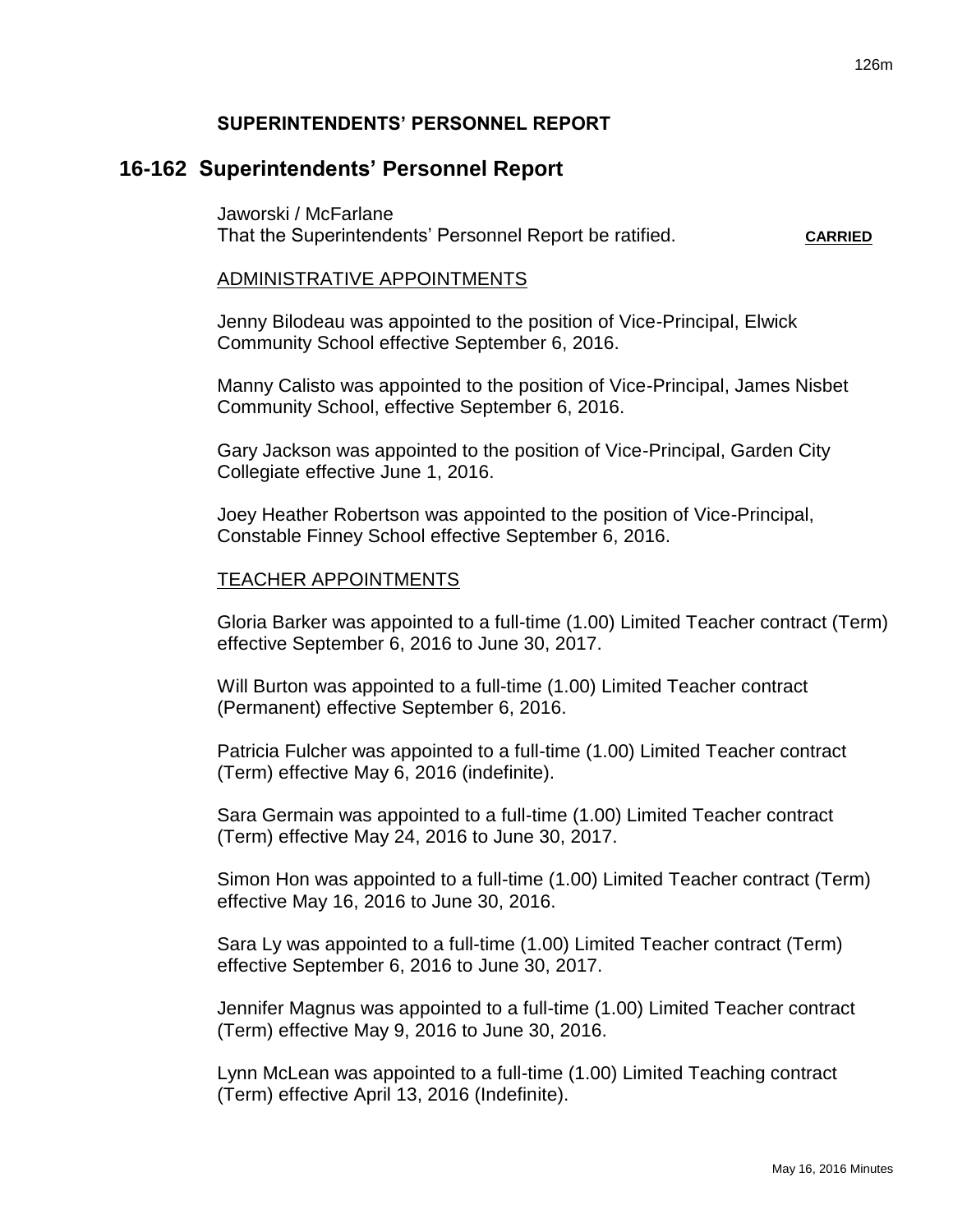## SUPERINTENDENTS' PERSONNEL REPORT

# 16-162 Superintendents' Personnel Report

Jaworski / McFarlane
That the Superintendents' Personnel Report be ratified. **CARRIED**

ADMINISTRATIVE APPOINTMENTS

Jenny Bilodeau was appointed to the position of Vice-Principal, Elwick Community School effective September 6, 2016.

Manny Calisto was appointed to the position of Vice-Principal, James Nisbet Community School, effective September 6, 2016.

Gary Jackson was appointed to the position of Vice-Principal, Garden City Collegiate effective June 1, 2016.

Joey Heather Robertson was appointed to the position of Vice-Principal, Constable Finney School effective September 6, 2016.

TEACHER APPOINTMENTS

Gloria Barker was appointed to a full-time (1.00) Limited Teacher contract (Term) effective September 6, 2016 to June 30, 2017.

Will Burton was appointed to a full-time (1.00) Limited Teacher contract (Permanent) effective September 6, 2016.

Patricia Fulcher was appointed to a full-time (1.00) Limited Teacher contract (Term) effective May 6, 2016 (indefinite).

Sara Germain was appointed to a full-time (1.00) Limited Teacher contract (Term) effective May 24, 2016 to June 30, 2017.

Simon Hon was appointed to a full-time (1.00) Limited Teacher contract (Term) effective May 16, 2016 to June 30, 2016.

Sara Ly was appointed to a full-time (1.00) Limited Teacher contract (Term) effective September 6, 2016 to June 30, 2017.

Jennifer Magnus was appointed to a full-time (1.00) Limited Teacher contract (Term) effective May 9, 2016 to June 30, 2016.

Lynn McLean was appointed to a full-time (1.00) Limited Teaching contract (Term) effective April 13, 2016 (Indefinite).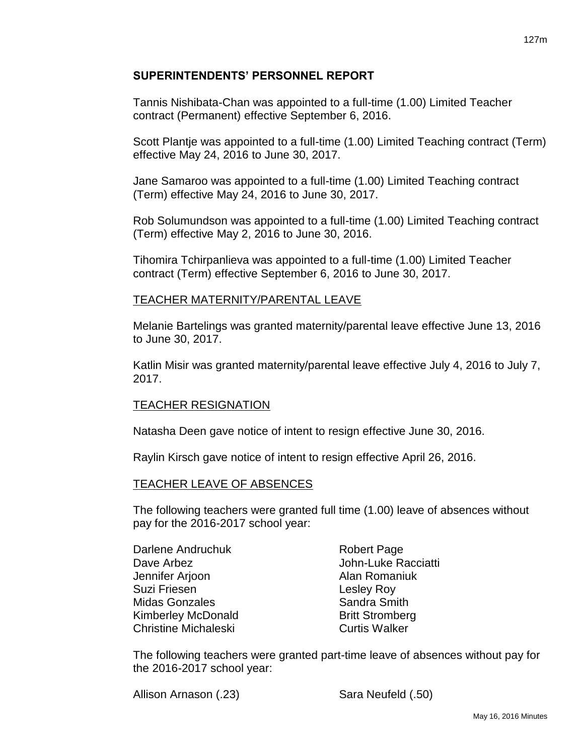## SUPERINTENDENTS' PERSONNEL REPORT

Tannis Nishibata-Chan was appointed to a full-time (1.00) Limited Teacher contract (Permanent) effective September 6, 2016.

Scott Plantje was appointed to a full-time (1.00) Limited Teaching contract (Term) effective May 24, 2016 to June 30, 2017.

Jane Samaroo was appointed to a full-time (1.00) Limited Teaching contract (Term) effective May 24, 2016 to June 30, 2017.

Rob Solumundson was appointed to a full-time (1.00) Limited Teaching contract (Term) effective May 2, 2016 to June 30, 2016.

Tihomira Tchirpanlieva was appointed to a full-time (1.00) Limited Teacher contract (Term) effective September 6, 2016 to June 30, 2017.

### TEACHER MATERNITY/PARENTAL LEAVE

Melanie Bartelings was granted maternity/parental leave effective June 13, 2016 to June 30, 2017.

Katlin Misir was granted maternity/parental leave effective July 4, 2016 to July 7, 2017.

### TEACHER RESIGNATION

Natasha Deen gave notice of intent to resign effective June 30, 2016.

Raylin Kirsch gave notice of intent to resign effective April 26, 2016.

### TEACHER LEAVE OF ABSENCES

The following teachers were granted full time (1.00) leave of absences without pay for the 2016-2017 school year:

- Darlene Andruchuk
- Dave Arbez
- Jennifer Arjoon
- Suzi Friesen
- Midas Gonzales
- Kimberley McDonald
- Christine Michaleski
- Robert Page
- John-Luke Racciatti
- Alan Romaniuk
- Lesley Roy
- Sandra Smith
- Britt Stromberg
- Curtis Walker

The following teachers were granted part-time leave of absences without pay for the 2016-2017 school year:

- Allison Arnason (.23)
- Sara Neufeld (.50)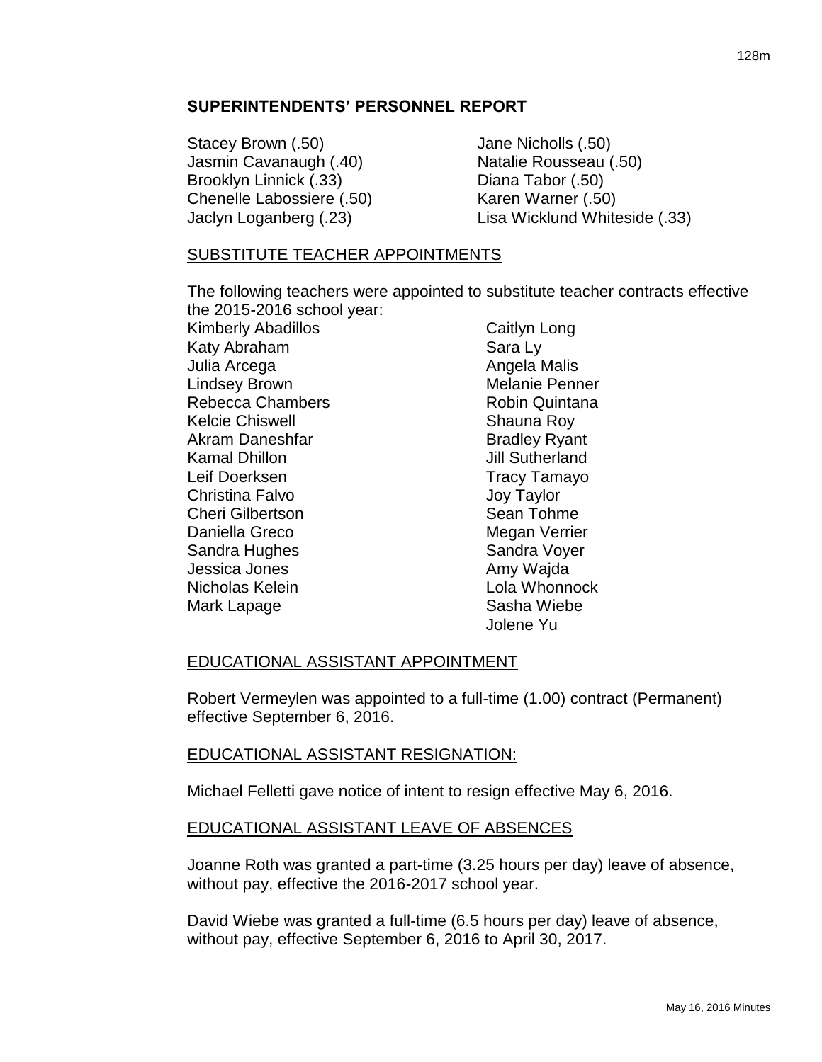## SUPERINTENDENTS' PERSONNEL REPORT

Stacey Brown (.50)
Jasmin Cavanaugh (.40)
Brooklyn Linnick (.33)
Chenelle Labossiere (.50)
Jaclyn Loganberg (.23)
Jane Nicholls (.50)
Natalie Rousseau (.50)
Diana Tabor (.50)
Karen Warner (.50)
Lisa Wicklund Whiteside (.33)

SUBSTITUTE TEACHER APPOINTMENTS

The following teachers were appointed to substitute teacher contracts effective the 2015-2016 school year:

Kimberly Abadillos
Katy Abraham
Julia Arcega
Lindsey Brown
Rebecca Chambers
Kelcie Chiswell
Akram Daneshfar
Kamal Dhillon
Leif Doerksen
Christina Falvo
Cheri Gilbertson
Daniella Greco
Sandra Hughes
Jessica Jones
Nicholas Kelein
Mark Lapage
Caitlyn Long
Sara Ly
Angela Malis
Melanie Penner
Robin Quintana
Shauna Roy
Bradley Ryant
Jill Sutherland
Tracy Tamayo
Joy Taylor
Sean Tohme
Megan Verrier
Sandra Voyer
Amy Wajda
Lola Whonnock
Sasha Wiebe
Jolene Yu

EDUCATIONAL ASSISTANT APPOINTMENT

Robert Vermeylen was appointed to a full-time (1.00) contract (Permanent) effective September 6, 2016.

EDUCATIONAL ASSISTANT RESIGNATION:

Michael Felletti gave notice of intent to resign effective May 6, 2016.

EDUCATIONAL ASSISTANT LEAVE OF ABSENCES

Joanne Roth was granted a part-time (3.25 hours per day) leave of absence, without pay, effective the 2016-2017 school year.

David Wiebe was granted a full-time (6.5 hours per day) leave of absence, without pay, effective September 6, 2016 to April 30, 2017.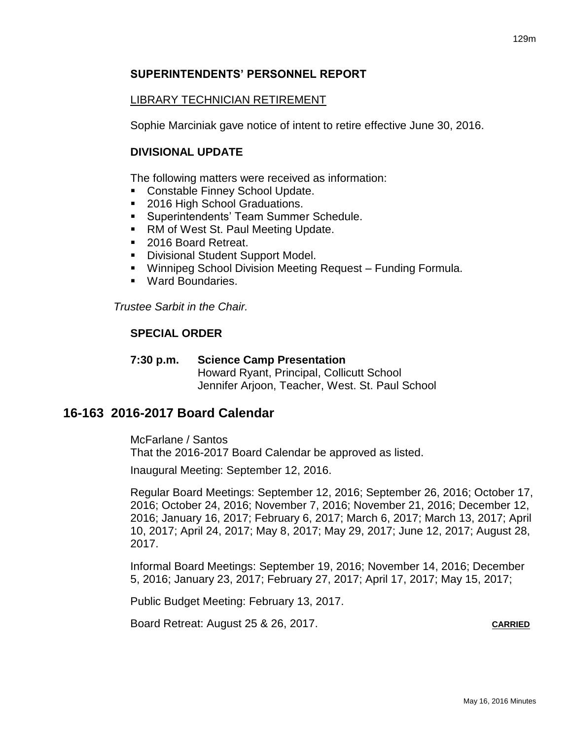**SUPERINTENDENTS' PERSONNEL REPORT**

LIBRARY TECHNICIAN RETIREMENT

Sophie Marciniak gave notice of intent to retire effective June 30, 2016.

**DIVISIONAL UPDATE**

The following matters were received as information:

- Constable Finney School Update.
- 2016 High School Graduations.
- Superintendents' Team Summer Schedule.
- RM of West St. Paul Meeting Update.
- 2016 Board Retreat.
- Divisional Student Support Model.
- Winnipeg School Division Meeting Request – Funding Formula.
- Ward Boundaries.

*Trustee Sarbit in the Chair.*

**SPECIAL ORDER**

**7:30 p.m. Science Camp Presentation**
Howard Ryant, Principal, Collicutt School
Jennifer Arjoon, Teacher, West. St. Paul School

## 16-163 2016-2017 Board Calendar

McFarlane / Santos
That the 2016-2017 Board Calendar be approved as listed.

Inaugural Meeting: September 12, 2016.

Regular Board Meetings: September 12, 2016; September 26, 2016; October 17, 2016; October 24, 2016; November 7, 2016; November 21, 2016; December 12, 2016; January 16, 2017; February 6, 2017; March 6, 2017; March 13, 2017; April 10, 2017; April 24, 2017; May 8, 2017; May 29, 2017; June 12, 2017; August 28, 2017.

Informal Board Meetings: September 19, 2016; November 14, 2016; December 5, 2016; January 23, 2017; February 27, 2017; April 17, 2017; May 15, 2017;

Public Budget Meeting: February 13, 2017.

Board Retreat: August 25 & 26, 2017. **CARRIED**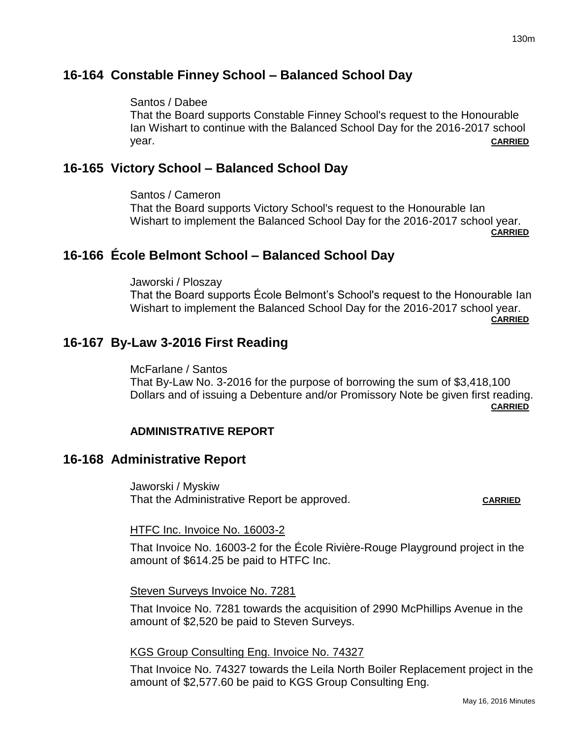## 16-164 Constable Finney School – Balanced School Day

Santos / Dabee
That the Board supports Constable Finney School's request to the Honourable Ian Wishart to continue with the Balanced School Day for the 2016-2017 school year. **CARRIED**

## 16-165 Victory School – Balanced School Day

Santos / Cameron
That the Board supports Victory School's request to the Honourable Ian Wishart to implement the Balanced School Day for the 2016-2017 school year. **CARRIED**

## 16-166 École Belmont School – Balanced School Day

Jaworski / Ploszay
That the Board supports École Belmont's School's request to the Honourable Ian Wishart to implement the Balanced School Day for the 2016-2017 school year. **CARRIED**

## 16-167 By-Law 3-2016 First Reading

McFarlane / Santos
That By-Law No. 3-2016 for the purpose of borrowing the sum of $3,418,100 Dollars and of issuing a Debenture and/or Promissory Note be given first reading. **CARRIED**

**ADMINISTRATIVE REPORT**

## 16-168 Administrative Report

Jaworski / Myskiw
That the Administrative Report be approved. **CARRIED**

HTFC Inc. Invoice No. 16003-2

That Invoice No. 16003-2 for the École Rivière-Rouge Playground project in the amount of $614.25 be paid to HTFC Inc.

Steven Surveys Invoice No. 7281

That Invoice No. 7281 towards the acquisition of 2990 McPhillips Avenue in the amount of $2,520 be paid to Steven Surveys.

KGS Group Consulting Eng. Invoice No. 74327

That Invoice No. 74327 towards the Leila North Boiler Replacement project in the amount of $2,577.60 be paid to KGS Group Consulting Eng.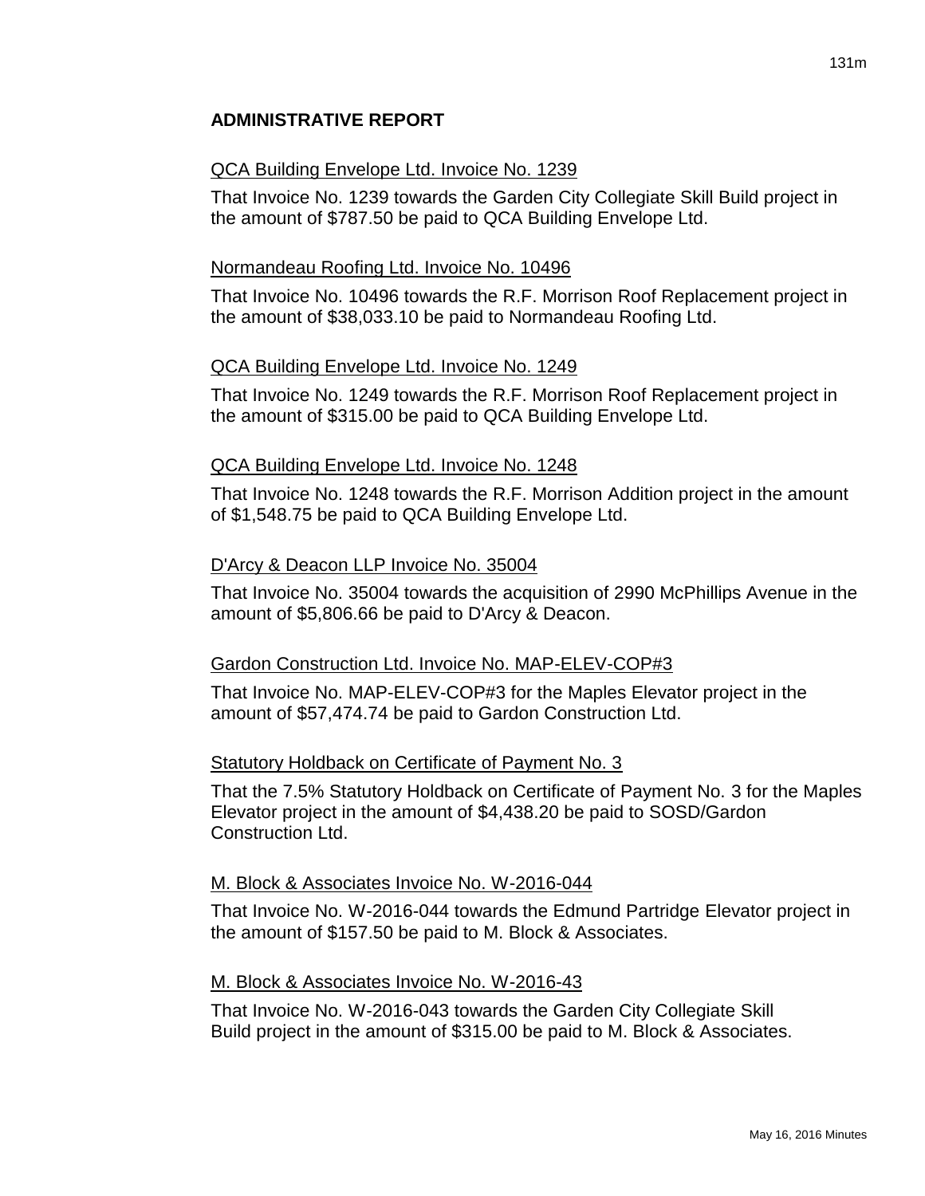## ADMINISTRATIVE REPORT

QCA Building Envelope Ltd. Invoice No. 1239

That Invoice No. 1239 towards the Garden City Collegiate Skill Build project in the amount of $787.50 be paid to QCA Building Envelope Ltd.

Normandeau Roofing Ltd. Invoice No. 10496

That Invoice No. 10496 towards the R.F. Morrison Roof Replacement project in the amount of $38,033.10 be paid to Normandeau Roofing Ltd.

QCA Building Envelope Ltd. Invoice No. 1249

That Invoice No. 1249 towards the R.F. Morrison Roof Replacement project in the amount of $315.00 be paid to QCA Building Envelope Ltd.

QCA Building Envelope Ltd. Invoice No. 1248

That Invoice No. 1248 towards the R.F. Morrison Addition project in the amount of $1,548.75 be paid to QCA Building Envelope Ltd.

D'Arcy & Deacon LLP Invoice No. 35004

That Invoice No. 35004 towards the acquisition of 2990 McPhillips Avenue in the amount of $5,806.66 be paid to D'Arcy & Deacon.

Gardon Construction Ltd. Invoice No. MAP-ELEV-COP#3

That Invoice No. MAP-ELEV-COP#3 for the Maples Elevator project in the amount of $57,474.74 be paid to Gardon Construction Ltd.

Statutory Holdback on Certificate of Payment No. 3

That the 7.5% Statutory Holdback on Certificate of Payment No. 3 for the Maples Elevator project in the amount of $4,438.20 be paid to SOSD/Gardon Construction Ltd.

M. Block & Associates Invoice No. W-2016-044

That Invoice No. W-2016-044 towards the Edmund Partridge Elevator project in the amount of $157.50 be paid to M. Block & Associates.

M. Block & Associates Invoice No. W-2016-43

That Invoice No. W-2016-043 towards the Garden City Collegiate Skill Build project in the amount of $315.00 be paid to M. Block & Associates.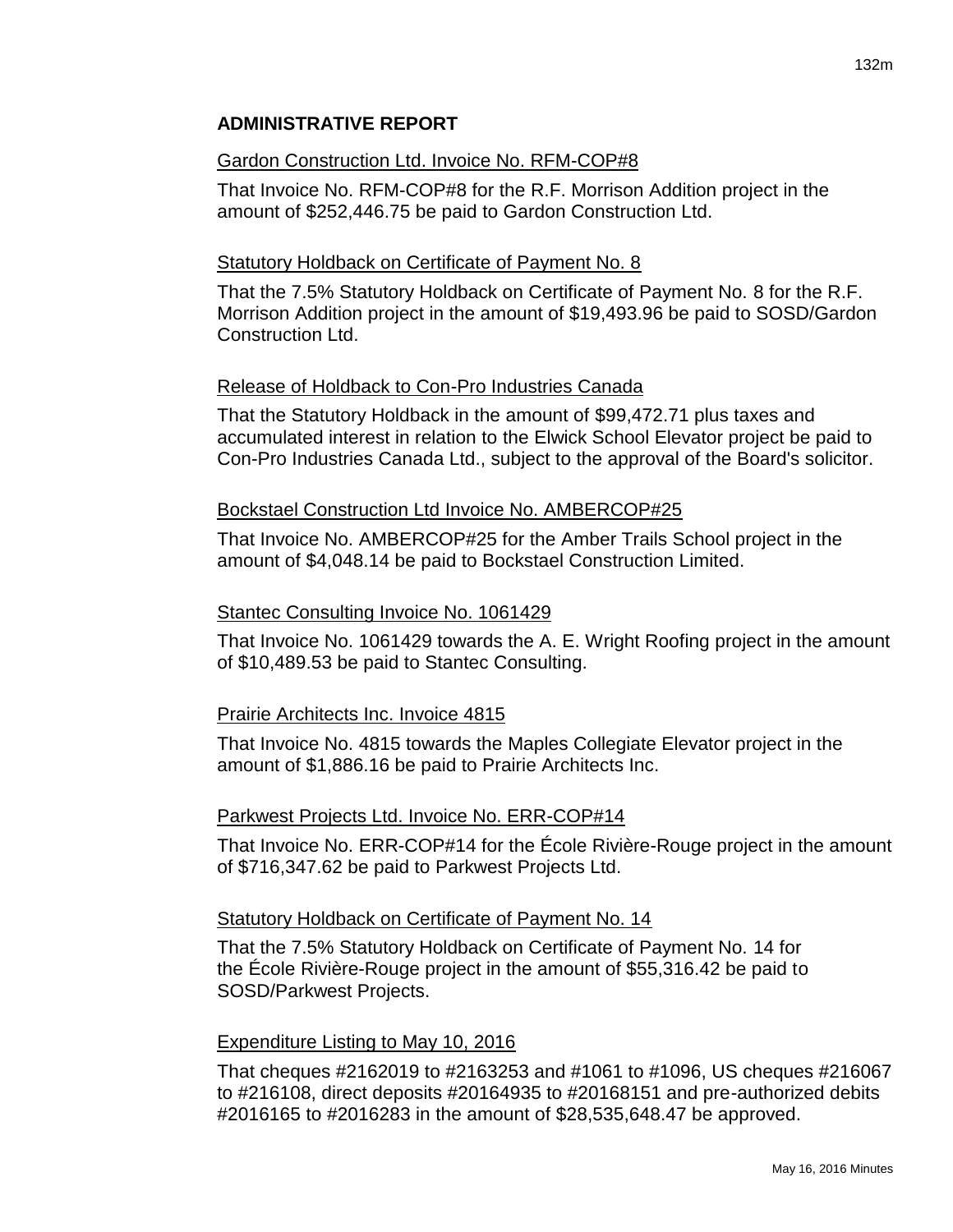## ADMINISTRATIVE REPORT

Gardon Construction Ltd. Invoice No. RFM-COP#8

That Invoice No. RFM-COP#8 for the R.F. Morrison Addition project in the amount of $252,446.75 be paid to Gardon Construction Ltd.

Statutory Holdback on Certificate of Payment No. 8

That the 7.5% Statutory Holdback on Certificate of Payment No. 8 for the R.F. Morrison Addition project in the amount of $19,493.96 be paid to SOSD/Gardon Construction Ltd.

Release of Holdback to Con-Pro Industries Canada

That the Statutory Holdback in the amount of $99,472.71 plus taxes and accumulated interest in relation to the Elwick School Elevator project be paid to Con-Pro Industries Canada Ltd., subject to the approval of the Board's solicitor.

Bockstael Construction Ltd Invoice No. AMBERCOP#25

That Invoice No. AMBERCOP#25 for the Amber Trails School project in the amount of $4,048.14 be paid to Bockstael Construction Limited.

Stantec Consulting Invoice No. 1061429

That Invoice No. 1061429 towards the A. E. Wright Roofing project in the amount of $10,489.53 be paid to Stantec Consulting.

Prairie Architects Inc. Invoice 4815

That Invoice No. 4815 towards the Maples Collegiate Elevator project in the amount of $1,886.16 be paid to Prairie Architects Inc.

Parkwest Projects Ltd. Invoice No. ERR-COP#14

That Invoice No. ERR-COP#14 for the École Rivière-Rouge project in the amount of $716,347.62 be paid to Parkwest Projects Ltd.

Statutory Holdback on Certificate of Payment No. 14

That the 7.5% Statutory Holdback on Certificate of Payment No. 14 for the École Rivière-Rouge project in the amount of $55,316.42 be paid to SOSD/Parkwest Projects.

Expenditure Listing to May 10, 2016

That cheques #2162019 to #2163253 and #1061 to #1096, US cheques #216067 to #216108, direct deposits #20164935 to #20168151 and pre-authorized debits #2016165 to #2016283 in the amount of $28,535,648.47 be approved.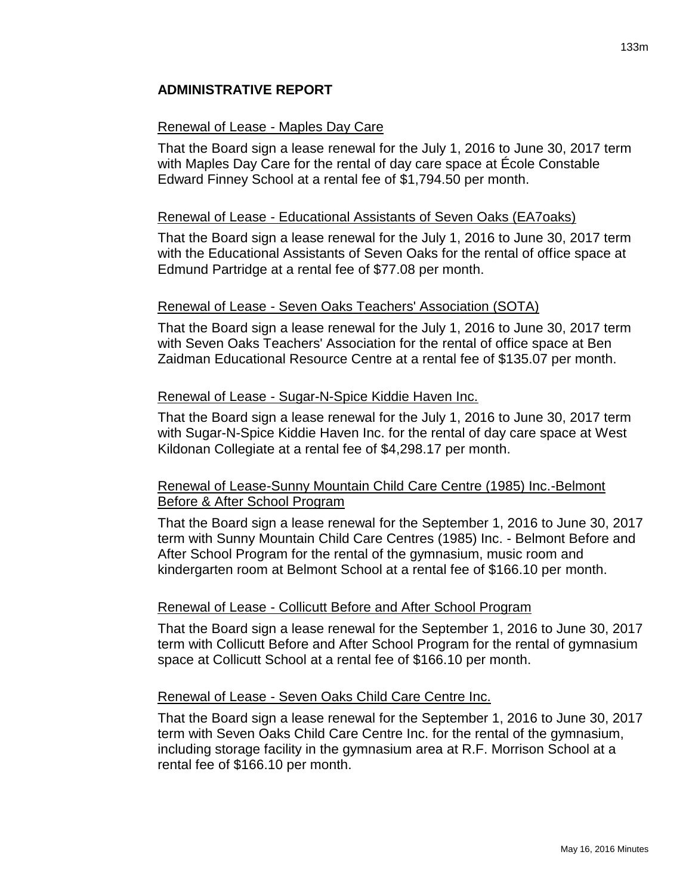## ADMINISTRATIVE REPORT

<u>Renewal of Lease - Maples Day Care</u>

That the Board sign a lease renewal for the July 1, 2016 to June 30, 2017 term with Maples Day Care for the rental of day care space at École Constable Edward Finney School at a rental fee of $1,794.50 per month.

<u>Renewal of Lease - Educational Assistants of Seven Oaks (EA7oaks)</u>

That the Board sign a lease renewal for the July 1, 2016 to June 30, 2017 term with the Educational Assistants of Seven Oaks for the rental of office space at Edmund Partridge at a rental fee of $77.08 per month.

<u>Renewal of Lease - Seven Oaks Teachers' Association (SOTA)</u>

That the Board sign a lease renewal for the July 1, 2016 to June 30, 2017 term with Seven Oaks Teachers' Association for the rental of office space at Ben Zaidman Educational Resource Centre at a rental fee of $135.07 per month.

<u>Renewal of Lease - Sugar-N-Spice Kiddie Haven Inc.</u>

That the Board sign a lease renewal for the July 1, 2016 to June 30, 2017 term with Sugar-N-Spice Kiddie Haven Inc. for the rental of day care space at West Kildonan Collegiate at a rental fee of $4,298.17 per month.

<u>Renewal of Lease-Sunny Mountain Child Care Centre (1985) Inc.-Belmont Before & After School Program</u>

That the Board sign a lease renewal for the September 1, 2016 to June 30, 2017 term with Sunny Mountain Child Care Centres (1985) Inc. - Belmont Before and After School Program for the rental of the gymnasium, music room and kindergarten room at Belmont School at a rental fee of $166.10 per month.

<u>Renewal of Lease - Collicutt Before and After School Program</u>

That the Board sign a lease renewal for the September 1, 2016 to June 30, 2017 term with Collicutt Before and After School Program for the rental of gymnasium space at Collicutt School at a rental fee of $166.10 per month.

<u>Renewal of Lease - Seven Oaks Child Care Centre Inc.</u>

That the Board sign a lease renewal for the September 1, 2016 to June 30, 2017 term with Seven Oaks Child Care Centre Inc. for the rental of the gymnasium, including storage facility in the gymnasium area at R.F. Morrison School at a rental fee of $166.10 per month.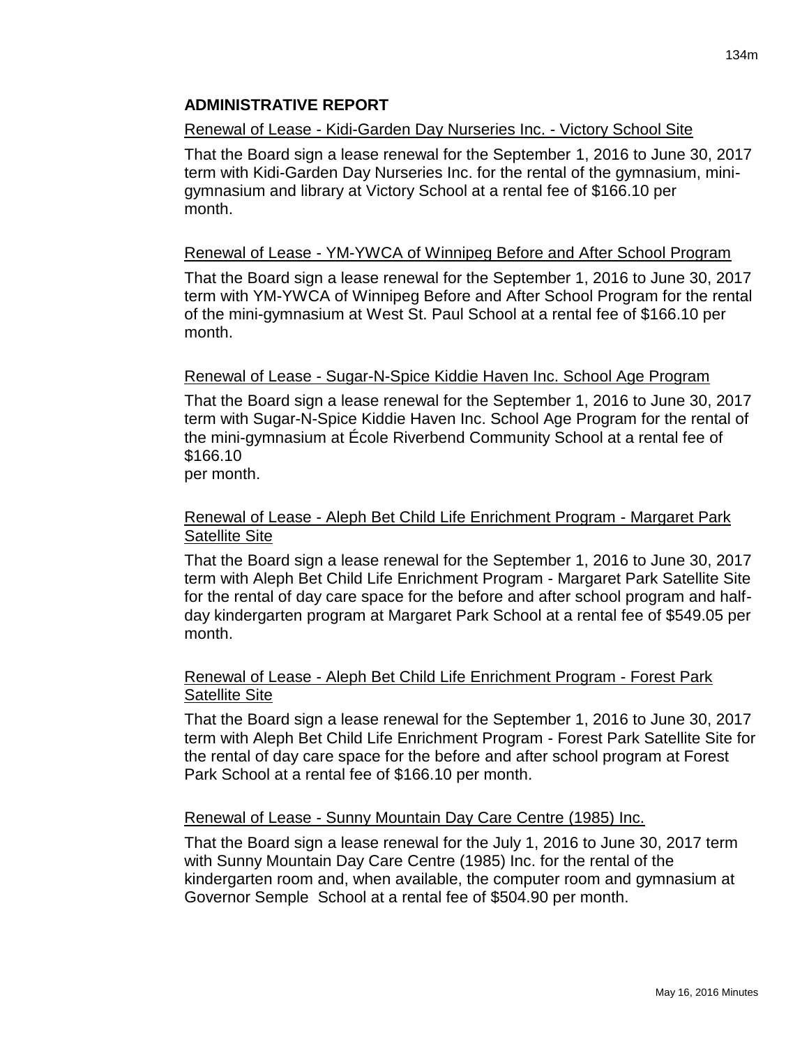## ADMINISTRATIVE REPORT

Renewal of Lease - Kidi-Garden Day Nurseries Inc. - Victory School Site

That the Board sign a lease renewal for the September 1, 2016 to June 30, 2017 term with Kidi-Garden Day Nurseries Inc. for the rental of the gymnasium, mini-gymnasium and library at Victory School at a rental fee of $166.10 per month.

Renewal of Lease - YM-YWCA of Winnipeg Before and After School Program

That the Board sign a lease renewal for the September 1, 2016 to June 30, 2017 term with YM-YWCA of Winnipeg Before and After School Program for the rental of the mini-gymnasium at West St. Paul School at a rental fee of $166.10 per month.

Renewal of Lease - Sugar-N-Spice Kiddie Haven Inc. School Age Program

That the Board sign a lease renewal for the September 1, 2016 to June 30, 2017 term with Sugar-N-Spice Kiddie Haven Inc. School Age Program for the rental of the mini-gymnasium at École Riverbend Community School at a rental fee of $166.10 per month.

Renewal of Lease - Aleph Bet Child Life Enrichment Program - Margaret Park Satellite Site

That the Board sign a lease renewal for the September 1, 2016 to June 30, 2017 term with Aleph Bet Child Life Enrichment Program - Margaret Park Satellite Site for the rental of day care space for the before and after school program and half-day kindergarten program at Margaret Park School at a rental fee of $549.05 per month.

Renewal of Lease - Aleph Bet Child Life Enrichment Program - Forest Park Satellite Site

That the Board sign a lease renewal for the September 1, 2016 to June 30, 2017 term with Aleph Bet Child Life Enrichment Program - Forest Park Satellite Site for the rental of day care space for the before and after school program at Forest Park School at a rental fee of $166.10 per month.

Renewal of Lease - Sunny Mountain Day Care Centre (1985) Inc.

That the Board sign a lease renewal for the July 1, 2016 to June 30, 2017 term with Sunny Mountain Day Care Centre (1985) Inc. for the rental of the kindergarten room and, when available, the computer room and gymnasium at Governor Semple School at a rental fee of $504.90 per month.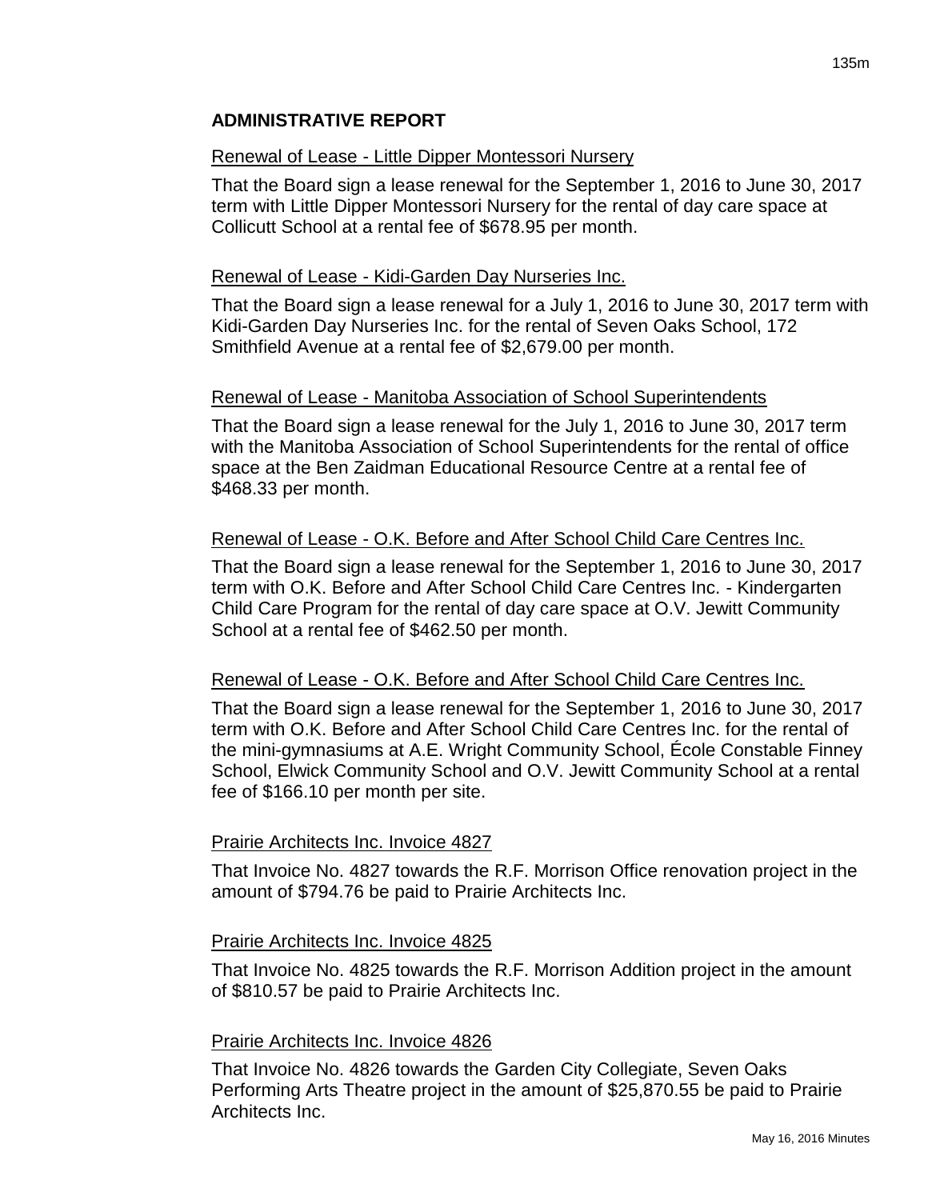## ADMINISTRATIVE REPORT

Renewal of Lease - Little Dipper Montessori Nursery

That the Board sign a lease renewal for the September 1, 2016 to June 30, 2017 term with Little Dipper Montessori Nursery for the rental of day care space at Collicutt School at a rental fee of $678.95 per month.

Renewal of Lease - Kidi-Garden Day Nurseries Inc.

That the Board sign a lease renewal for a July 1, 2016 to June 30, 2017 term with Kidi-Garden Day Nurseries Inc. for the rental of Seven Oaks School, 172 Smithfield Avenue at a rental fee of $2,679.00 per month.

Renewal of Lease - Manitoba Association of School Superintendents

That the Board sign a lease renewal for the July 1, 2016 to June 30, 2017 term with the Manitoba Association of School Superintendents for the rental of office space at the Ben Zaidman Educational Resource Centre at a rental fee of $468.33 per month.

Renewal of Lease - O.K. Before and After School Child Care Centres Inc.

That the Board sign a lease renewal for the September 1, 2016 to June 30, 2017 term with O.K. Before and After School Child Care Centres Inc. - Kindergarten Child Care Program for the rental of day care space at O.V. Jewitt Community School at a rental fee of $462.50 per month.

Renewal of Lease - O.K. Before and After School Child Care Centres Inc.

That the Board sign a lease renewal for the September 1, 2016 to June 30, 2017 term with O.K. Before and After School Child Care Centres Inc. for the rental of the mini-gymnasiums at A.E. Wright Community School, École Constable Finney School, Elwick Community School and O.V. Jewitt Community School at a rental fee of $166.10 per month per site.

Prairie Architects Inc. Invoice 4827

That Invoice No. 4827 towards the R.F. Morrison Office renovation project in the amount of $794.76 be paid to Prairie Architects Inc.

Prairie Architects Inc. Invoice 4825

That Invoice No. 4825 towards the R.F. Morrison Addition project in the amount of $810.57 be paid to Prairie Architects Inc.

Prairie Architects Inc. Invoice 4826

That Invoice No. 4826 towards the Garden City Collegiate, Seven Oaks Performing Arts Theatre project in the amount of $25,870.55 be paid to Prairie Architects Inc.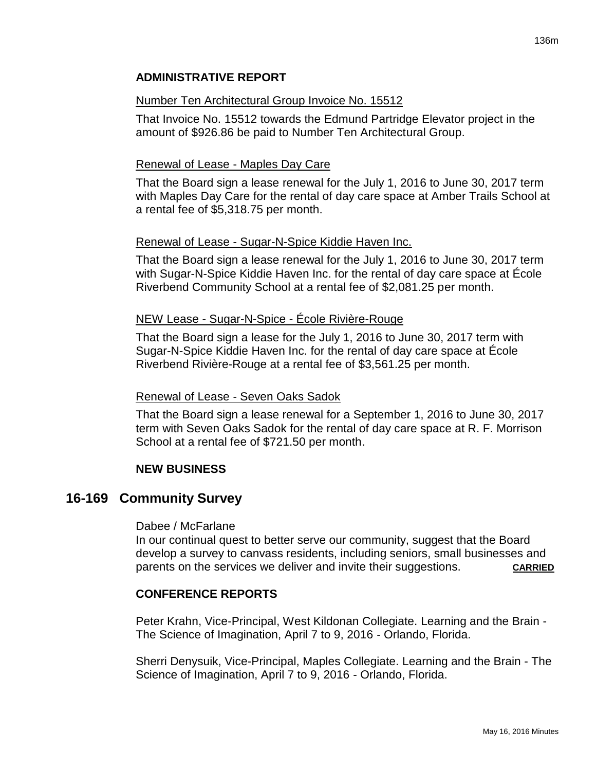### ADMINISTRATIVE REPORT

Number Ten Architectural Group Invoice No. 15512

That Invoice No. 15512 towards the Edmund Partridge Elevator project in the amount of $926.86 be paid to Number Ten Architectural Group.

Renewal of Lease - Maples Day Care

That the Board sign a lease renewal for the July 1, 2016 to June 30, 2017 term with Maples Day Care for the rental of day care space at Amber Trails School at a rental fee of $5,318.75 per month.

Renewal of Lease - Sugar-N-Spice Kiddie Haven Inc.

That the Board sign a lease renewal for the July 1, 2016 to June 30, 2017 term with Sugar-N-Spice Kiddie Haven Inc. for the rental of day care space at École Riverbend Community School at a rental fee of $2,081.25 per month.

NEW Lease - Sugar-N-Spice - École Rivière-Rouge

That the Board sign a lease for the July 1, 2016 to June 30, 2017 term with Sugar-N-Spice Kiddie Haven Inc. for the rental of day care space at École Riverbend Rivière-Rouge at a rental fee of $3,561.25 per month.

Renewal of Lease - Seven Oaks Sadok

That the Board sign a lease renewal for a September 1, 2016 to June 30, 2017 term with Seven Oaks Sadok for the rental of day care space at R. F. Morrison School at a rental fee of $721.50 per month.

### NEW BUSINESS

## 16-169 Community Survey

Dabee / McFarlane
In our continual quest to better serve our community, suggest that the Board develop a survey to canvass residents, including seniors, small businesses and parents on the services we deliver and invite their suggestions. **CARRIED**

### CONFERENCE REPORTS

Peter Krahn, Vice-Principal, West Kildonan Collegiate. Learning and the Brain - The Science of Imagination, April 7 to 9, 2016 - Orlando, Florida.

Sherri Denysuik, Vice-Principal, Maples Collegiate. Learning and the Brain - The Science of Imagination, April 7 to 9, 2016 - Orlando, Florida.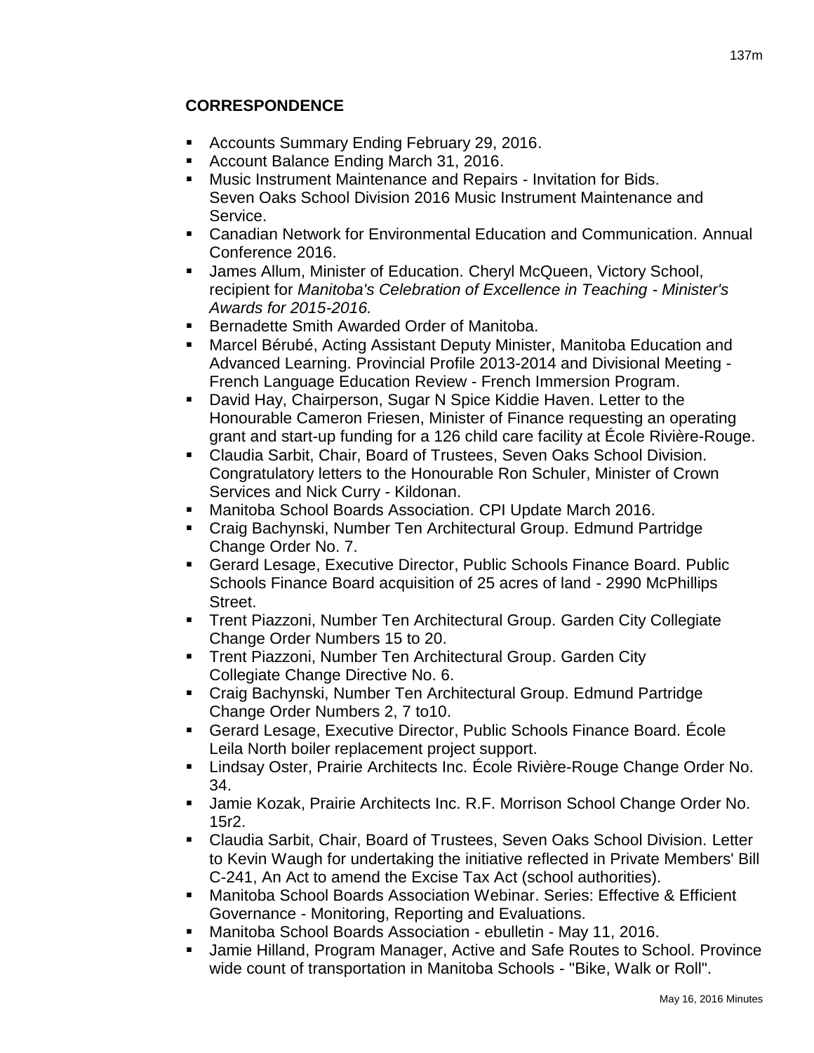## CORRESPONDENCE

- Accounts Summary Ending February 29, 2016.
- Account Balance Ending March 31, 2016.
- Music Instrument Maintenance and Repairs - Invitation for Bids. Seven Oaks School Division 2016 Music Instrument Maintenance and Service.
- Canadian Network for Environmental Education and Communication. Annual Conference 2016.
- James Allum, Minister of Education. Cheryl McQueen, Victory School, recipient for *Manitoba's Celebration of Excellence in Teaching - Minister's Awards for 2015-2016.*
- Bernadette Smith Awarded Order of Manitoba.
- Marcel Bérubé, Acting Assistant Deputy Minister, Manitoba Education and Advanced Learning. Provincial Profile 2013-2014 and Divisional Meeting - French Language Education Review - French Immersion Program.
- David Hay, Chairperson, Sugar N Spice Kiddie Haven. Letter to the Honourable Cameron Friesen, Minister of Finance requesting an operating grant and start-up funding for a 126 child care facility at École Rivière-Rouge.
- Claudia Sarbit, Chair, Board of Trustees, Seven Oaks School Division. Congratulatory letters to the Honourable Ron Schuler, Minister of Crown Services and Nick Curry - Kildonan.
- Manitoba School Boards Association. CPI Update March 2016.
- Craig Bachynski, Number Ten Architectural Group. Edmund Partridge Change Order No. 7.
- Gerard Lesage, Executive Director, Public Schools Finance Board. Public Schools Finance Board acquisition of 25 acres of land - 2990 McPhillips Street.
- Trent Piazzoni, Number Ten Architectural Group. Garden City Collegiate Change Order Numbers 15 to 20.
- Trent Piazzoni, Number Ten Architectural Group. Garden City Collegiate Change Directive No. 6.
- Craig Bachynski, Number Ten Architectural Group. Edmund Partridge Change Order Numbers 2, 7 to10.
- Gerard Lesage, Executive Director, Public Schools Finance Board. École Leila North boiler replacement project support.
- Lindsay Oster, Prairie Architects Inc. École Rivière-Rouge Change Order No. 34.
- Jamie Kozak, Prairie Architects Inc. R.F. Morrison School Change Order No. 15r2.
- Claudia Sarbit, Chair, Board of Trustees, Seven Oaks School Division. Letter to Kevin Waugh for undertaking the initiative reflected in Private Members' Bill C-241, An Act to amend the Excise Tax Act (school authorities).
- Manitoba School Boards Association Webinar. Series: Effective & Efficient Governance - Monitoring, Reporting and Evaluations.
- Manitoba School Boards Association - ebulletin - May 11, 2016.
- Jamie Hilland, Program Manager, Active and Safe Routes to School. Province wide count of transportation in Manitoba Schools - "Bike, Walk or Roll".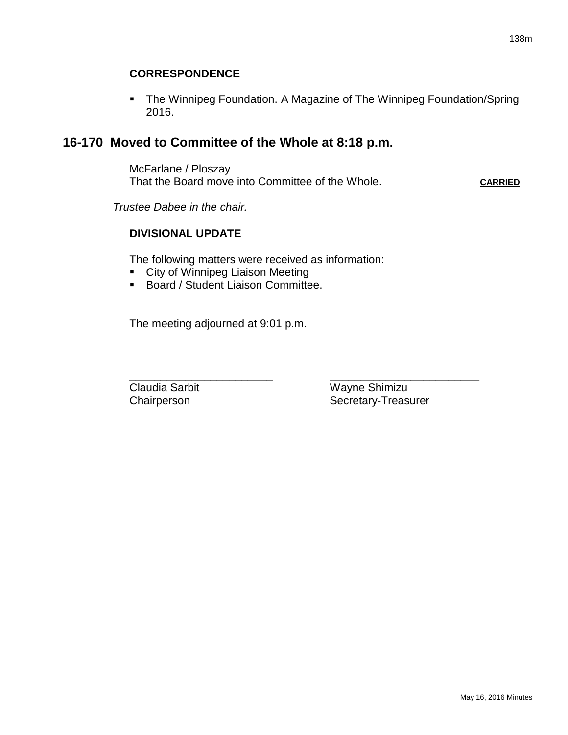### CORRESPONDENCE

- The Winnipeg Foundation. A Magazine of The Winnipeg Foundation/Spring 2016.

## 16-170 Moved to Committee of the Whole at 8:18 p.m.

McFarlane / Ploszay
That the Board move into Committee of the Whole. **CARRIED**

*Trustee Dabee in the chair.*

### DIVISIONAL UPDATE

The following matters were received as information:

- City of Winnipeg Liaison Meeting
- Board / Student Liaison Committee.

The meeting adjourned at 9:01 p.m.

| | |
|---|---|
| ______________________ | ______________________ |
| Claudia Sarbit | Wayne Shimizu |
| Chairperson | Secretary-Treasurer |